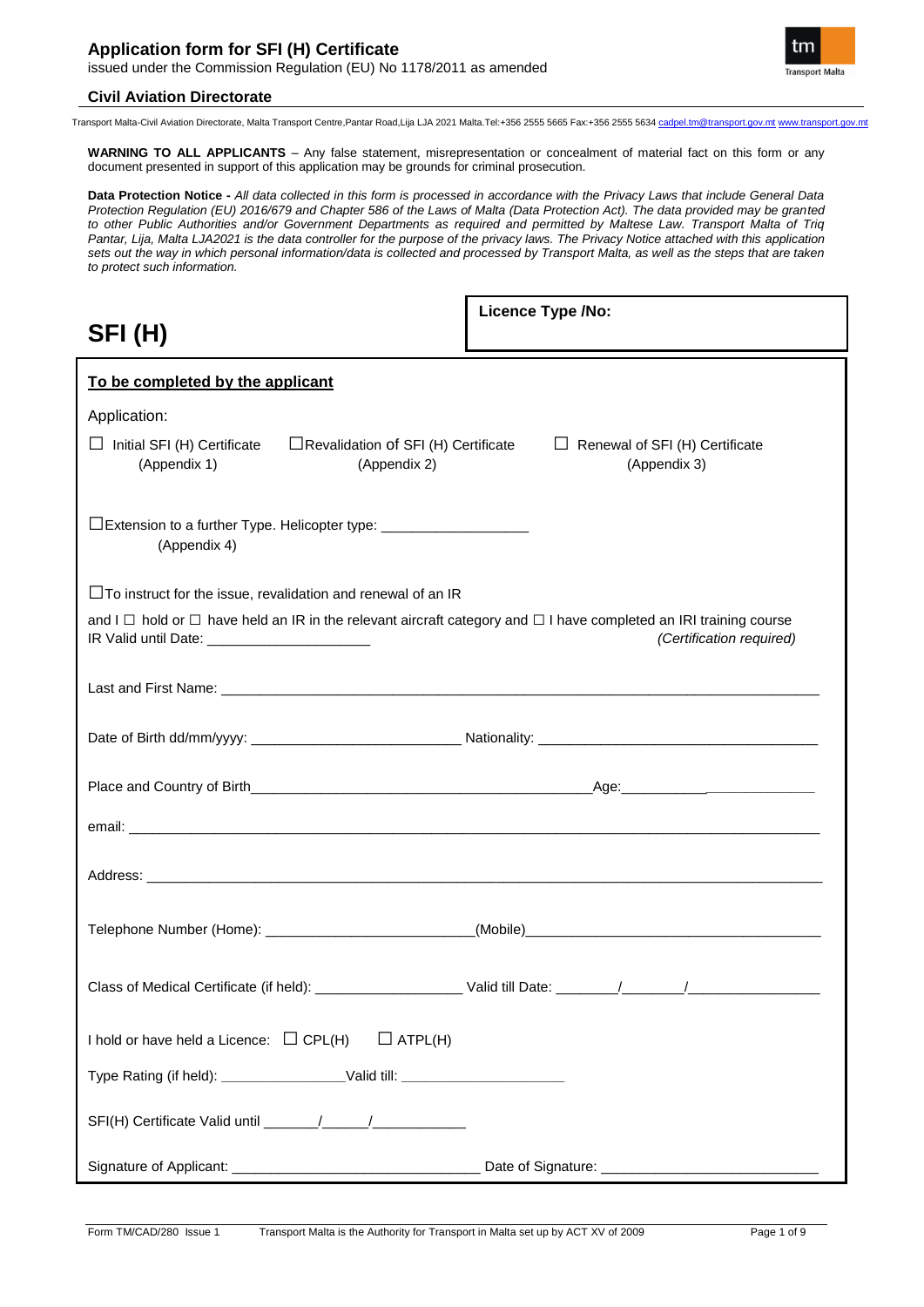# Application form for SFI (H) Certificate

issued under the Commission Regulation (EU) No 1178/2011 as amended

**Civil Aviation Directorate**

Transport Malta-Civil Aviation Directorate, Malta Transport Centre,Pantar Road,Lija LJA 2021 Malta.Tel:+356 2555 5665 Fax:+356 2555 5634 cadpel.tm@transport.gov.mt www.transport.gov.mt

**WARNING TO ALL APPLICANTS** – Any false statement, misrepresentation or concealment of material fact on this form or any document presented in support of this application may be grounds for criminal prosecution.

**Data Protection Notice -** *All data collected in this form is processed in accordance with the Privacy Laws that include General Data Protection Regulation (EU) 2016/679 and Chapter 586 of the Laws of Malta (Data Protection Act). The data provided may be granted to other Public Authorities and/or Government Departments as required and permitted by Maltese Law. Transport Malta of Triq Pantar, Lija, Malta LJA2021 is the data controller for the purpose of the privacy laws. The Privacy Notice attached with this application sets out the way in which personal information/data is collected and processed by Transport Malta, as well as the steps that are taken to protect such information.*

## SFI (H)

**Licence Type /No:**

**To be completed by the applicant**

Application:

☐ Initial SFI (H) Certificate (Appendix 1) ☐ Revalidation of SFI (H) Certificate (Appendix 2) ☐ Renewal of SFI (H) Certificate (Appendix 3)

☐ Extension to a further Type. Helicopter type: __________________ (Appendix 4)

☐ To instruct for the issue, revalidation and renewal of an IR

and I ☐ hold or ☐ have held an IR in the relevant aircraft category and ☐ I have completed an IRI training course *(Certification required)*

IR Valid until Date: ____________________

Last and First Name: ______________________________________________

Date of Birth dd/mm/yyyy: __________________________ Nationality: ___________________________________

Place and Country of Birth_____________________________________________Age:_________________________

email: ______________________________________________

Address: ______________________________________________

Telephone Number (Home): __________________________(Mobile)_____________________________________

Class of Medical Certificate (if held): __________________ Valid till Date: _______/_______/________________

I hold or have held a Licence: ☐ CPL(H) ☐ ATPL(H)

Type Rating (if held): _______________Valid till: ____________________

SFI(H) Certificate Valid until ______/_____/___________

Signature of Applicant: ______________________________ Date of Signature: __________________________

Form TM/CAD/280 Issue 1 Transport Malta is the Authority for Transport in Malta set up by ACT XV of 2009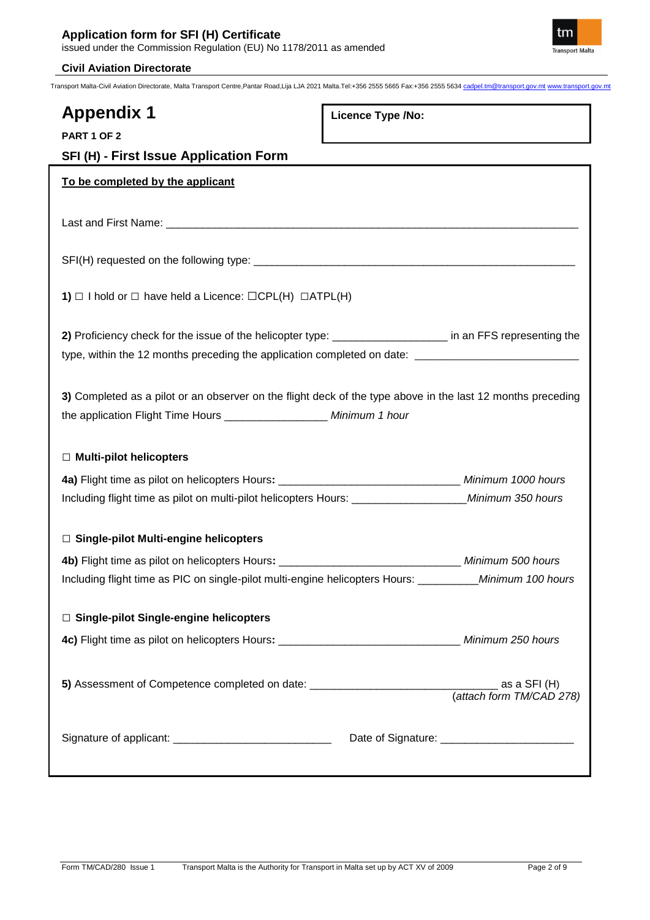# Appendix 1

**Licence Type /No:**

**PART 1 OF 2**

## SFI (H) - First Issue Application Form

**To be completed by the applicant**

Last and First Name: \_\_\_\_\_\_\_\_\_\_\_\_\_\_\_\_\_\_\_\_\_\_\_\_\_\_\_\_\_\_\_\_\_\_\_\_\_\_\_\_\_\_\_\_\_\_\_\_\_\_\_\_\_\_\_\_\_\_\_\_\_\_\_\_

SFI(H) requested on the following type: \_\_\_\_\_\_\_\_\_\_\_\_\_\_\_\_\_\_\_\_\_\_\_\_\_\_\_\_\_\_\_\_\_\_\_\_\_\_\_\_\_\_\_\_\_\_\_\_

**1)** ☐ I hold or ☐ have held a Licence: ☐CPL(H) ☐ATPL(H)

**2)** Proficiency check for the issue of the helicopter type: \_\_\_\_\_\_\_\_\_\_\_\_\_\_\_\_\_\_ in an FFS representing the type, within the 12 months preceding the application completed on date: \_\_\_\_\_\_\_\_\_\_\_\_\_\_\_\_\_\_\_\_\_\_\_\_\_\_

**3)** Completed as a pilot or an observer on the flight deck of the type above in the last 12 months preceding the application Flight Time Hours \_\_\_\_\_\_\_\_\_\_\_\_\_\_\_\_ *Minimum 1 hour*

☐ **Multi-pilot helicopters**

**4a)** Flight time as pilot on helicopters Hours**:** \_\_\_\_\_\_\_\_\_\_\_\_\_\_\_\_\_\_\_\_\_\_\_\_\_\_\_\_ *Minimum 1000 hours*

Including flight time as pilot on multi-pilot helicopters Hours: \_\_\_\_\_\_\_\_\_\_\_\_\_\_\_\_\_\_ *Minimum 350 hours*

☐ **Single-pilot Multi-engine helicopters**

**4b)** Flight time as pilot on helicopters Hours**:** \_\_\_\_\_\_\_\_\_\_\_\_\_\_\_\_\_\_\_\_\_\_\_\_\_\_\_\_ *Minimum 500 hours*

Including flight time as PIC on single-pilot multi-engine helicopters Hours: \_\_\_\_\_\_\_\_\_\_ *Minimum 100 hours*

☐ **Single-pilot Single-engine helicopters**

**4c)** Flight time as pilot on helicopters Hours**:** \_\_\_\_\_\_\_\_\_\_\_\_\_\_\_\_\_\_\_\_\_\_\_\_\_\_\_\_ *Minimum 250 hours*

**5)** Assessment of Competence completed on date: \_\_\_\_\_\_\_\_\_\_\_\_\_\_\_\_\_\_\_\_\_\_\_\_\_\_\_\_\_\_ as a SFI (H) (*attach form TM/CAD 278)*

Signature of applicant: \_\_\_\_\_\_\_\_\_\_\_\_\_\_\_\_\_\_\_\_\_\_\_\_\_\_ Date of Signature: \_\_\_\_\_\_\_\_\_\_\_\_\_\_\_\_\_\_\_\_\_\_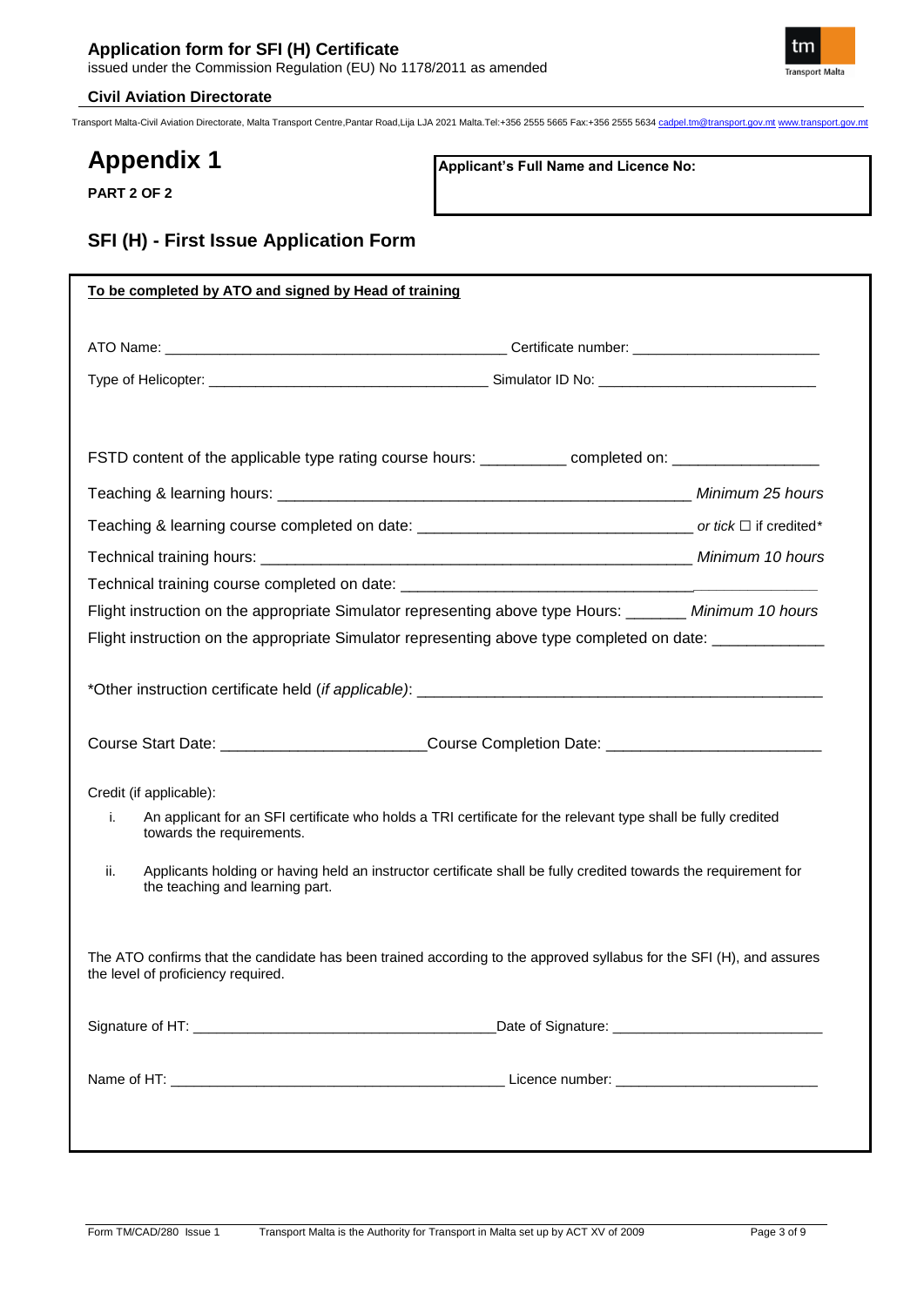# Appendix 1

**PART 2 OF 2**

**Applicant's Full Name and Licence No:**

## SFI (H) - First Issue Application Form

**To be completed by ATO and signed by Head of training**

ATO Name: ____________________ Certificate number: ____________________

Type of Helicopter: ____________________ Simulator ID No: ____________________

FSTD content of the applicable type rating course hours: __________ completed on: ____________________

Teaching & learning hours: ____________________ *Minimum 25 hours*

Teaching & learning course completed on date: ____________________ *or tick* ☐ if credited*

Technical training hours: ____________________ *Minimum 10 hours*

Technical training course completed on date: ____________________

Flight instruction on the appropriate Simulator representing above type Hours: _______ *Minimum 10 hours*

Flight instruction on the appropriate Simulator representing above type completed on date: ____________

*Other instruction certificate held (*if applicable*): ____________________

Course Start Date: ____________________ Course Completion Date: ____________________

Credit (if applicable):

i. An applicant for an SFI certificate who holds a TRI certificate for the relevant type shall be fully credited towards the requirements.

ii. Applicants holding or having held an instructor certificate shall be fully credited towards the requirement for the teaching and learning part.

The ATO confirms that the candidate has been trained according to the approved syllabus for the SFI (H), and assures the level of proficiency required.

Signature of HT: ____________________ Date of Signature: ____________________

Name of HT: ____________________ Licence number: ____________________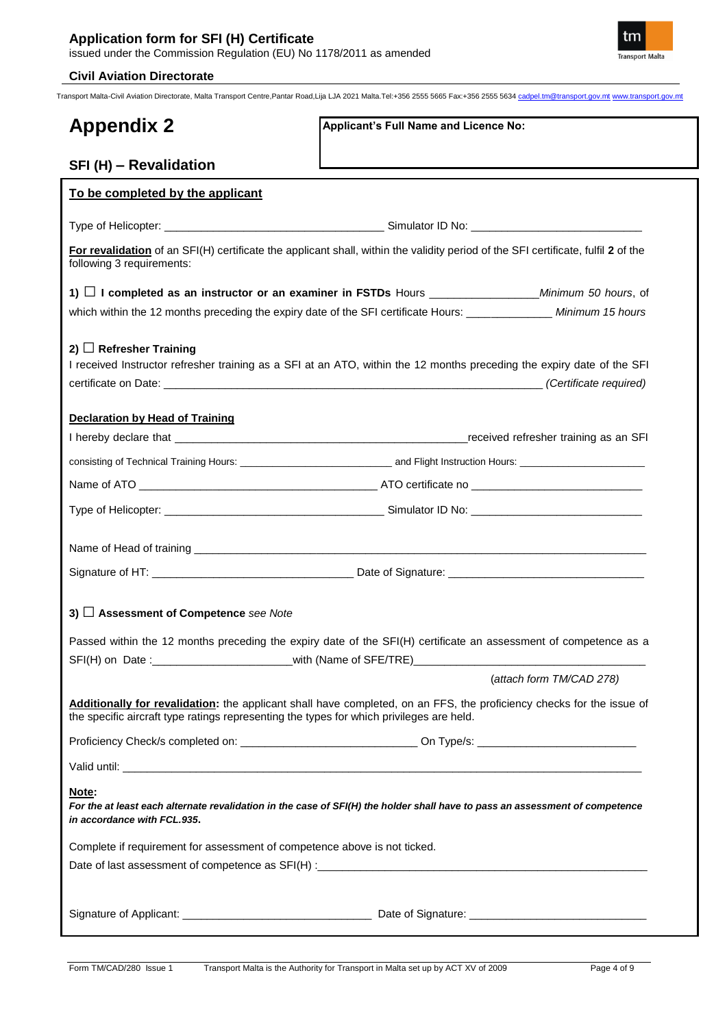# Appendix 2

**Applicant's Full Name and Licence No:**

## SFI (H) – Revalidation

**To be completed by the applicant**

Type of Helicopter: ___________________________________ Simulator ID No: ___________________________

**For revalidation** of an SFI(H) certificate the applicant shall, within the validity period of the SFI certificate, fulfil **2** of the following 3 requirements:

1) ☐ **I completed as an instructor or an examiner in FSTDs** Hours _________________ *Minimum 50 hours*, of which within the 12 months preceding the expiry date of the SFI certificate Hours: ______________ *Minimum 15 hours*

2) ☐ **Refresher Training**

I received Instructor refresher training as a SFI at an ATO, within the 12 months preceding the expiry date of the SFI certificate on Date: _______________________________________________________________ *(Certificate required)*

**Declaration by Head of Training**

I hereby declare that _________________________________________________ received refresher training as an SFI consisting of Technical Training Hours: ___________________________ and Flight Instruction Hours: ______________________

Name of ATO ______________________________________ ATO certificate no ___________________________

Type of Helicopter: ___________________________________ Simulator ID No: ___________________________

Name of Head of training ___________________________________________________________________________

Signature of HT: ________________________________ Date of Signature: _______________________________

3) ☐ **Assessment of Competence** *see Note*

Passed within the 12 months preceding the expiry date of the SFI(H) certificate an assessment of competence as a SFI(H) on Date :______________________ with (Name of SFE/TRE)_____________________________________

(*attach form TM/CAD 278)*

**Additionally for revalidation:** the applicant shall have completed, on an FFS, the proficiency checks for the issue of the specific aircraft type ratings representing the types for which privileges are held.

Proficiency Check/s completed on: ____________________________ On Type/s: _________________________

Valid until: ______________________________________________________________________________________

**Note:**

***For the at least each alternate revalidation in the case of SFI(H) the holder shall have to pass an assessment of competence in accordance with FCL.935.***

Complete if requirement for assessment of competence above is not ticked.

Date of last assessment of competence as SFI(H) :______________________________________________________

Signature of Applicant: ______________________________ Date of Signature: ____________________________

Form TM/CAD/280 Issue 1 Transport Malta is the Authority for Transport in Malta set up by ACT XV of 2009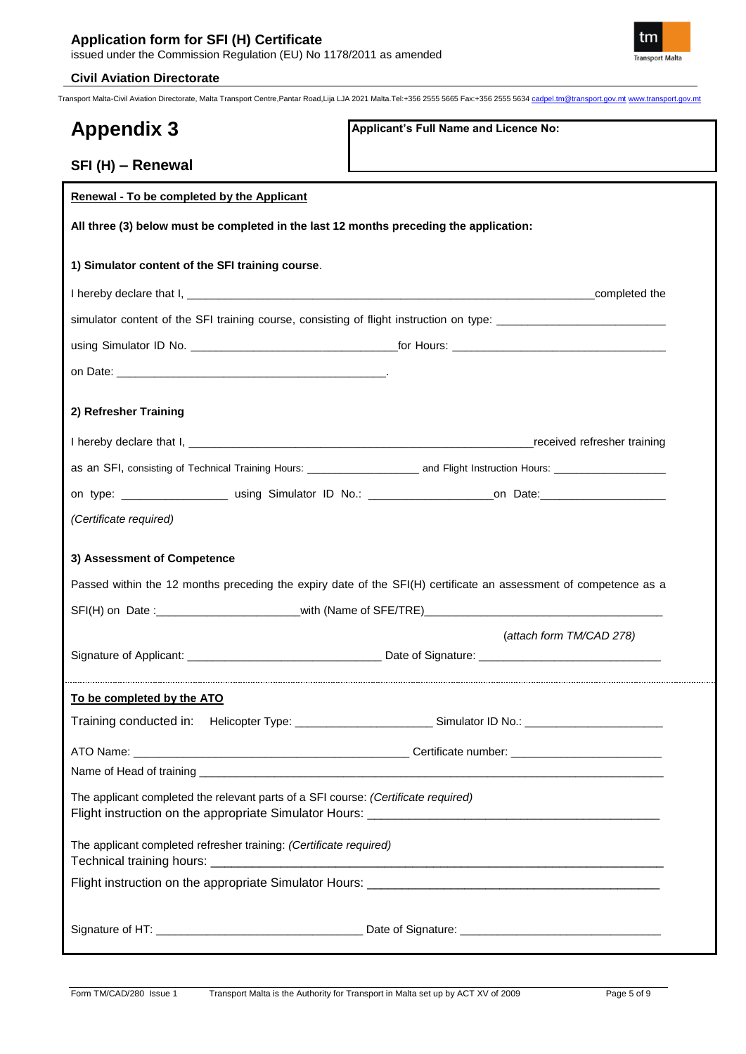# Appendix 3

**Applicant's Full Name and Licence No:**

## SFI (H) – Renewal

**Renewal - To be completed by the Applicant**

**All three (3) below must be completed in the last 12 months preceding the application:**

**1) Simulator content of the SFI training course**.

I hereby declare that I, ______________________________________________________________completed the simulator content of the SFI training course, consisting of flight instruction on type: __________________________ using Simulator ID No. ________________________________for Hours: _________________________________ on Date: ___________________________________________.

**2) Refresher Training**

I hereby declare that I, ________________________________________________________received refresher training as an SFI, consisting of Technical Training Hours: __________________ and Flight Instruction Hours: __________________ on type: ________________ using Simulator ID No.: ___________________on Date:___________________

*(Certificate required)*

**3) Assessment of Competence**

Passed within the 12 months preceding the expiry date of the SFI(H) certificate an assessment of competence as a SFI(H) on Date :______________________with (Name of SFE/TRE)____________________________________

(*attach form TM/CAD 278)*

Signature of Applicant: ______________________________ Date of Signature: ____________________________

**To be completed by the ATO**

Training conducted in: Helicopter Type: _____________________ Simulator ID No.: _____________________

ATO Name: ___________________________________________ Certificate number: ______________________

Name of Head of training ___________________________________________________________________________

The applicant completed the relevant parts of a SFI course: *(Certificate required)*
Flight instruction on the appropriate Simulator Hours: ___________________________________________

The applicant completed refresher training: *(Certificate required)*
Technical training hours: ___________________________________________________________________
Flight instruction on the appropriate Simulator Hours: ___________________________________________

Signature of HT: _______________________________ Date of Signature: ______________________________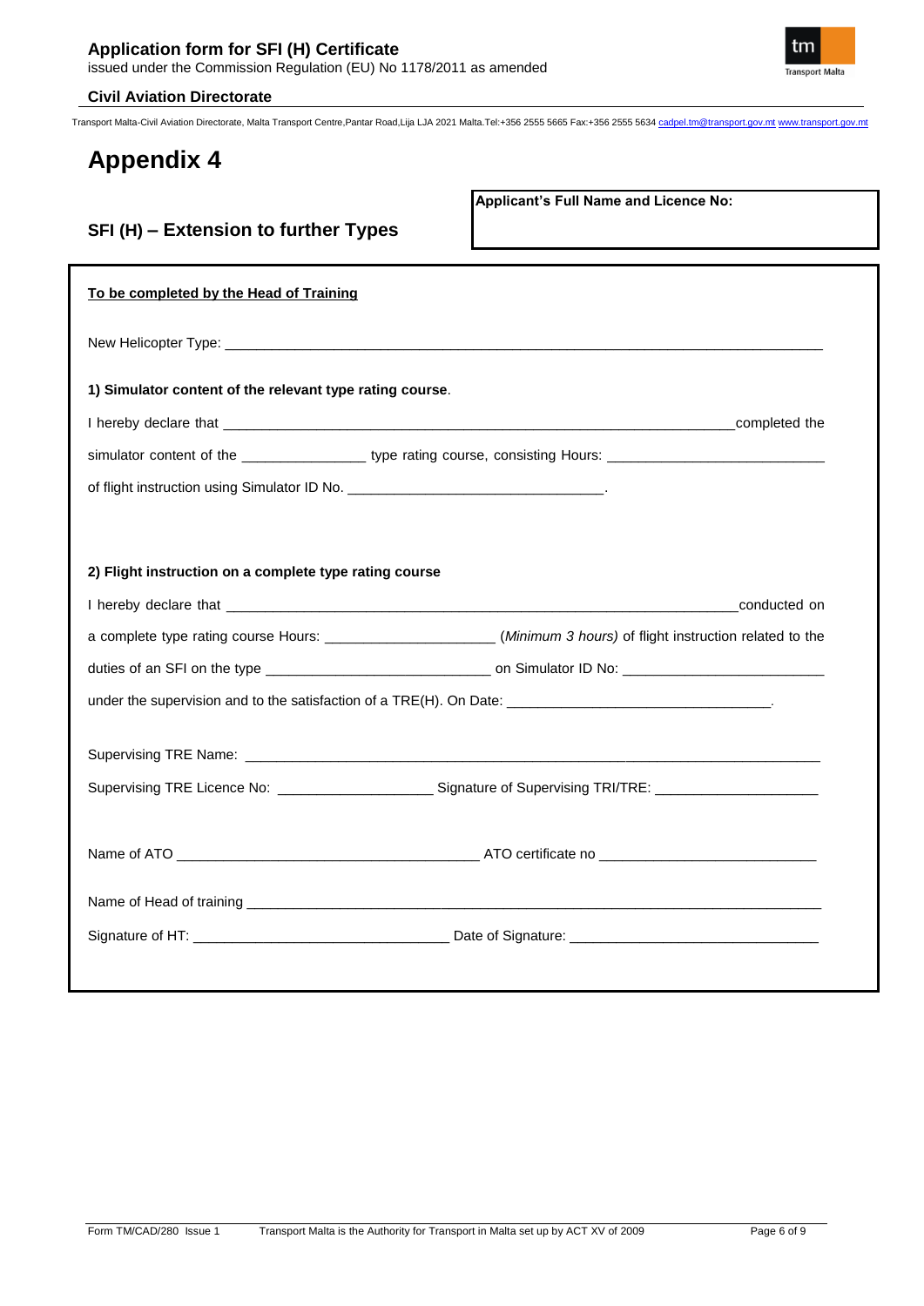# Appendix 4

## SFI (H) – Extension to further Types

**Applicant's Full Name and Licence No:**

**To be completed by the Head of Training**

New Helicopter Type: ______________________________________________________________________________

**1) Simulator content of the relevant type rating course**.

I hereby declare that ________________________________________________________________completed the

simulator content of the ________________ type rating course, consisting Hours: ___________________________

of flight instruction using Simulator ID No. _________________________________.

**2) Flight instruction on a complete type rating course**

I hereby declare that _________________________________________________________________conducted on

a complete type rating course Hours: _____________________ (*Minimum 3 hours)* of flight instruction related to the

duties of an SFI on the type ____________________________ on Simulator ID No: _________________________

under the supervision and to the satisfaction of a TRE(H). On Date: _________________________________.

Supervising TRE Name: __________________________________________________________________________

Supervising TRE Licence No: ___________________ Signature of Supervising TRI/TRE: ____________________

Name of ATO _____________________________________ ATO certificate no __________________________

Name of Head of training ___________________________________________________________________________

Signature of HT: ________________________________ Date of Signature: _______________________________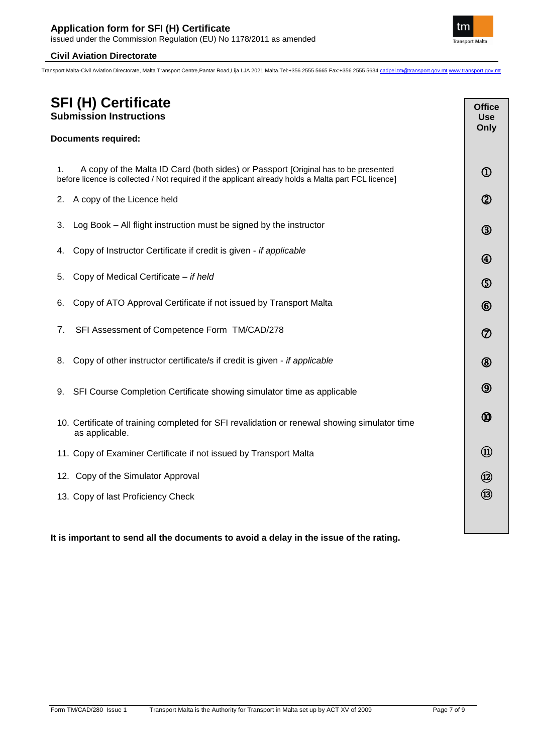# SFI (H) Certificate

## Submission Instructions

**Documents required:**

| | Office Use Only |
|---|---|
| 1. A copy of the Malta ID Card (both sides) or Passport [Original has to be presented before licence is collected / Not required if the applicant already holds a Malta part FCL licence] | ① |
| 2. A copy of the Licence held | ② |
| 3. Log Book – All flight instruction must be signed by the instructor | ③ |
| 4. Copy of Instructor Certificate if credit is given - *if applicable* | ④ |
| 5. Copy of Medical Certificate – *if held* | ⑤ |
| 6. Copy of ATO Approval Certificate if not issued by Transport Malta | ⑥ |
| 7. SFI Assessment of Competence Form TM/CAD/278 | ⑦ |
| 8. Copy of other instructor certificate/s if credit is given - *if applicable* | ⑧ |
| 9. SFI Course Completion Certificate showing simulator time as applicable | ⑨ |
| 10. Certificate of training completed for SFI revalidation or renewal showing simulator time as applicable. | ⑩ |
| 11. Copy of Examiner Certificate if not issued by Transport Malta | ⑪ |
| 12. Copy of the Simulator Approval | ⑫ |
| 13. Copy of last Proficiency Check | ⑬ |

**It is important to send all the documents to avoid a delay in the issue of the rating.**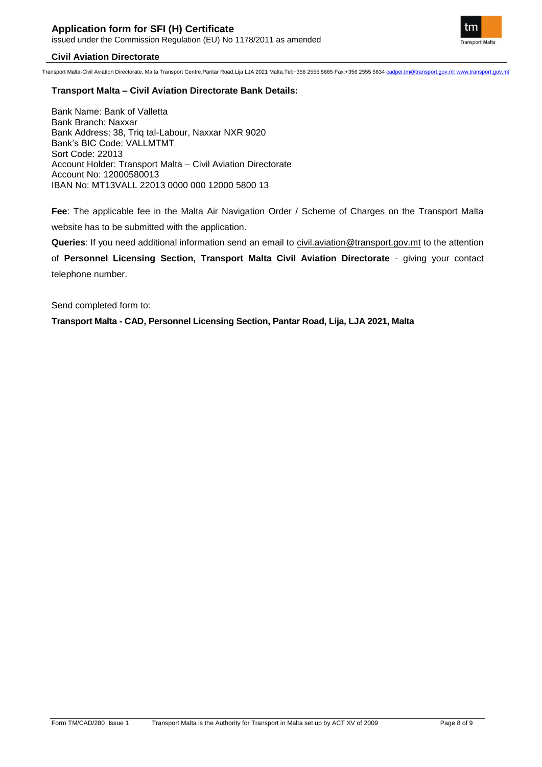**Transport Malta – Civil Aviation Directorate Bank Details:**

Bank Name: Bank of Valletta
Bank Branch: Naxxar
Bank Address: 38, Triq tal-Labour, Naxxar NXR 9020
Bank's BIC Code: VALLMTMT
Sort Code: 22013
Account Holder: Transport Malta – Civil Aviation Directorate
Account No: 12000580013
IBAN No: MT13VALL 22013 0000 000 12000 5800 13

**Fee**: The applicable fee in the Malta Air Navigation Order / Scheme of Charges on the Transport Malta website has to be submitted with the application.

**Queries**: If you need additional information send an email to civil.aviation@transport.gov.mt to the attention of **Personnel Licensing Section, Transport Malta Civil Aviation Directorate** - giving your contact telephone number.

Send completed form to:

**Transport Malta - CAD, Personnel Licensing Section, Pantar Road, Lija, LJA 2021, Malta**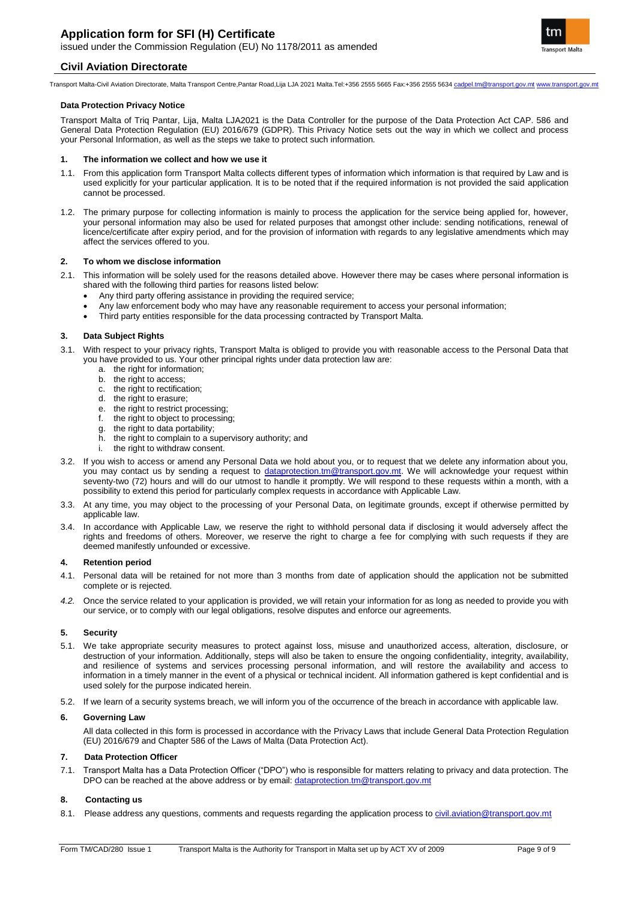## Data Protection Privacy Notice

Transport Malta of Triq Pantar, Lija, Malta LJA2021 is the Data Controller for the purpose of the Data Protection Act CAP. 586 and General Data Protection Regulation (EU) 2016/679 (GDPR). This Privacy Notice sets out the way in which we collect and process your Personal Information, as well as the steps we take to protect such information.

### 1. The information we collect and how we use it

1.1. From this application form Transport Malta collects different types of information which information is that required by Law and is used explicitly for your particular application. It is to be noted that if the required information is not provided the said application cannot be processed.

1.2. The primary purpose for collecting information is mainly to process the application for the service being applied for, however, your personal information may also be used for related purposes that amongst other include: sending notifications, renewal of licence/certificate after expiry period, and for the provision of information with regards to any legislative amendments which may affect the services offered to you.

### 2. To whom we disclose information

2.1. This information will be solely used for the reasons detailed above. However there may be cases where personal information is shared with the following third parties for reasons listed below:

- Any third party offering assistance in providing the required service;
- Any law enforcement body who may have any reasonable requirement to access your personal information;
- Third party entities responsible for the data processing contracted by Transport Malta.

### 3. Data Subject Rights

3.1. With respect to your privacy rights, Transport Malta is obliged to provide you with reasonable access to the Personal Data that you have provided to us. Your other principal rights under data protection law are:

a. the right for information;
b. the right to access;
c. the right to rectification;
d. the right to erasure;
e. the right to restrict processing;
f. the right to object to processing;
g. the right to data portability;
h. the right to complain to a supervisory authority; and
i. the right to withdraw consent.

3.2. If you wish to access or amend any Personal Data we hold about you, or to request that we delete any information about you, you may contact us by sending a request to dataprotection.tm@transport.gov.mt. We will acknowledge your request within seventy-two (72) hours and will do our utmost to handle it promptly. We will respond to these requests within a month, with a possibility to extend this period for particularly complex requests in accordance with Applicable Law.

3.3. At any time, you may object to the processing of your Personal Data, on legitimate grounds, except if otherwise permitted by applicable law.

3.4. In accordance with Applicable Law, we reserve the right to withhold personal data if disclosing it would adversely affect the rights and freedoms of others. Moreover, we reserve the right to charge a fee for complying with such requests if they are deemed manifestly unfounded or excessive.

### 4. Retention period

4.1. Personal data will be retained for not more than 3 months from date of application should the application not be submitted complete or is rejected.

*4.2.* Once the service related to your application is provided, we will retain your information for as long as needed to provide you with our service, or to comply with our legal obligations, resolve disputes and enforce our agreements.

### 5. Security

5.1. We take appropriate security measures to protect against loss, misuse and unauthorized access, alteration, disclosure, or destruction of your information. Additionally, steps will also be taken to ensure the ongoing confidentiality, integrity, availability, and resilience of systems and services processing personal information, and will restore the availability and access to information in a timely manner in the event of a physical or technical incident. All information gathered is kept confidential and is used solely for the purpose indicated herein.

5.2. If we learn of a security systems breach, we will inform you of the occurrence of the breach in accordance with applicable law.

### 6. Governing Law

All data collected in this form is processed in accordance with the Privacy Laws that include General Data Protection Regulation (EU) 2016/679 and Chapter 586 of the Laws of Malta (Data Protection Act).

### 7. Data Protection Officer

7.1. Transport Malta has a Data Protection Officer ("DPO") who is responsible for matters relating to privacy and data protection. The DPO can be reached at the above address or by email: dataprotection.tm@transport.gov.mt

### 8. Contacting us

8.1. Please address any questions, comments and requests regarding the application process to civil.aviation@transport.gov.mt